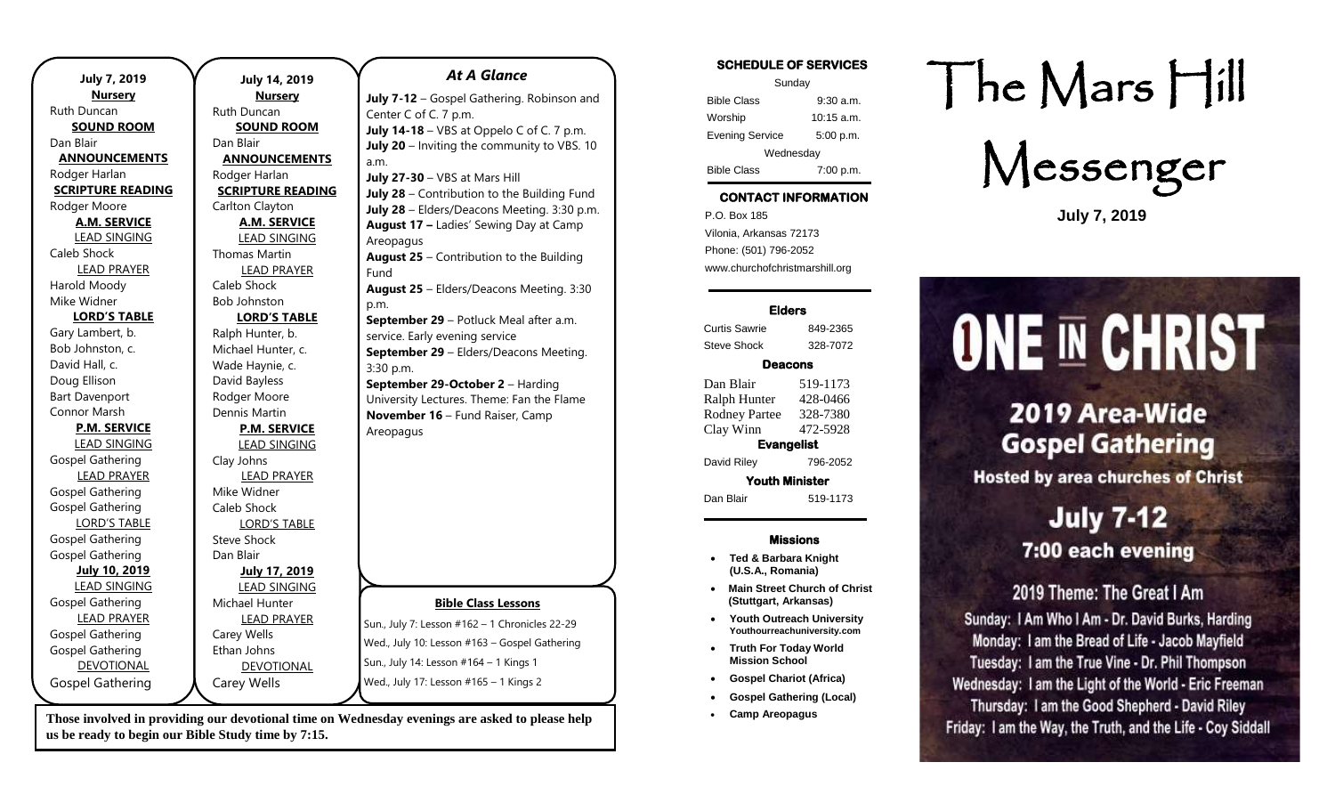**July 7, 2019**

**Nursery**
Ruth Duncan

**SOUND ROOM**
Dan Blair

**ANNOUNCEMENTS**
Rodger Harlan

**SCRIPTURE READING**
Rodger Moore

**A.M. SERVICE**

LEAD SINGING
Caleb Shock

LEAD PRAYER
Harold Moody
Mike Widner

**LORD'S TABLE**
Gary Lambert, b.
Bob Johnston, c.
David Hall, c.
Doug Ellison
Bart Davenport
Connor Marsh

**P.M. SERVICE**

LEAD SINGING
Gospel Gathering

LEAD PRAYER
Gospel Gathering
Gospel Gathering

LORD'S TABLE
Gospel Gathering
Gospel Gathering

**July 10, 2019**

LEAD SINGING
Gospel Gathering

LEAD PRAYER
Gospel Gathering
Gospel Gathering

DEVOTIONAL
Gospel Gathering

**July 14, 2019**

**Nursery**
Ruth Duncan

**SOUND ROOM**
Dan Blair

**ANNOUNCEMENTS**
Rodger Harlan

**SCRIPTURE READING**
Carlton Clayton

**A.M. SERVICE**

LEAD SINGING
Thomas Martin

LEAD PRAYER
Caleb Shock
Bob Johnston

**LORD'S TABLE**
Ralph Hunter, b.
Michael Hunter, c.
Wade Haynie, c.
David Bayless
Rodger Moore
Dennis Martin

**P.M. SERVICE**

LEAD SINGING
Clay Johns

LEAD PRAYER
Mike Widner
Caleb Shock

LORD'S TABLE
Steve Shock
Dan Blair

**July 17, 2019**

LEAD SINGING
Michael Hunter

LEAD PRAYER
Carey Wells
Ethan Johns

DEVOTIONAL
Carey Wells

## *At A Glance*

**July 7-12** – Gospel Gathering. Robinson and Center C of C. 7 p.m.
**July 14-18** – VBS at Oppelo C of C. 7 p.m.
**July 20** – Inviting the community to VBS. 10 a.m.
**July 27-30** – VBS at Mars Hill
**July 28** – Contribution to the Building Fund
**July 28** – Elders/Deacons Meeting. 3:30 p.m.
**August 17 –** Ladies' Sewing Day at Camp Areopagus
**August 25** – Contribution to the Building Fund
**August 25** – Elders/Deacons Meeting. 3:30 p.m.
**September 29** – Potluck Meal after a.m. service. Early evening service
**September 29** – Elders/Deacons Meeting. 3:30 p.m.
**September 29-October 2** – Harding University Lectures. Theme: Fan the Flame
**November 16** – Fund Raiser, Camp Areopagus

**Bible Class Lessons**

Sun., July 7: Lesson #162 – 1 Chronicles 22-29
Wed., July 10: Lesson #163 – Gospel Gathering
Sun., July 14: Lesson #164 – 1 Kings 1
Wed., July 17: Lesson #165 – 1 Kings 2

**Those involved in providing our devotional time on Wednesday evenings are asked to please help us be ready to begin our Bible Study time by 7:15.**

**SCHEDULE OF SERVICES**

| Sunday | |
|---|---|
| Bible Class | 9:30 a.m. |
| Worship | 10:15 a.m. |
| Evening Service | 5:00 p.m. |
| Wednesday | |
| Bible Class | 7:00 p.m. |

**CONTACT INFORMATION**

P.O. Box 185
Vilonia, Arkansas 72173
Phone: (501) 796-2052
www.churchofchristmarshill.org

**Elders**

| | |
|---|---|
| Curtis Sawrie | 849-2365 |
| Steve Shock | 328-7072 |

**Deacons**

| | |
|---|---|
| Dan Blair | 519-1173 |
| Ralph Hunter | 428-0466 |
| Rodney Partee | 328-7380 |
| Clay Winn | 472-5928 |

**Evangelist**

| | |
|---|---|
| David Riley | 796-2052 |

**Youth Minister**

| | |
|---|---|
| Dan Blair | 519-1173 |

**Missions**

- **Ted & Barbara Knight (U.S.A., Romania)**
- **Main Street Church of Christ (Stuttgart, Arkansas)**
- **Youth Outreach University Youthourreachuniversity.com**
- **Truth For Today World Mission School**
- **Gospel Chariot (Africa)**
- **Gospel Gathering (Local)**
- **Camp Areopagus**

# The Mars Hill Messenger

**July 7, 2019**

# ONE IN CHRIST

## 2019 Area-Wide Gospel Gathering

**Hosted by area churches of Christ**

## July 7-12
### 7:00 each evening

2019 Theme: The Great I Am

Sunday: I Am Who I Am - Dr. David Burks, Harding
Monday: I am the Bread of Life - Jacob Mayfield
Tuesday: I am the True Vine - Dr. Phil Thompson
Wednesday: I am the Light of the World - Eric Freeman
Thursday: I am the Good Shepherd - David Riley
Friday: I am the Way, the Truth, and the Life - Coy Siddall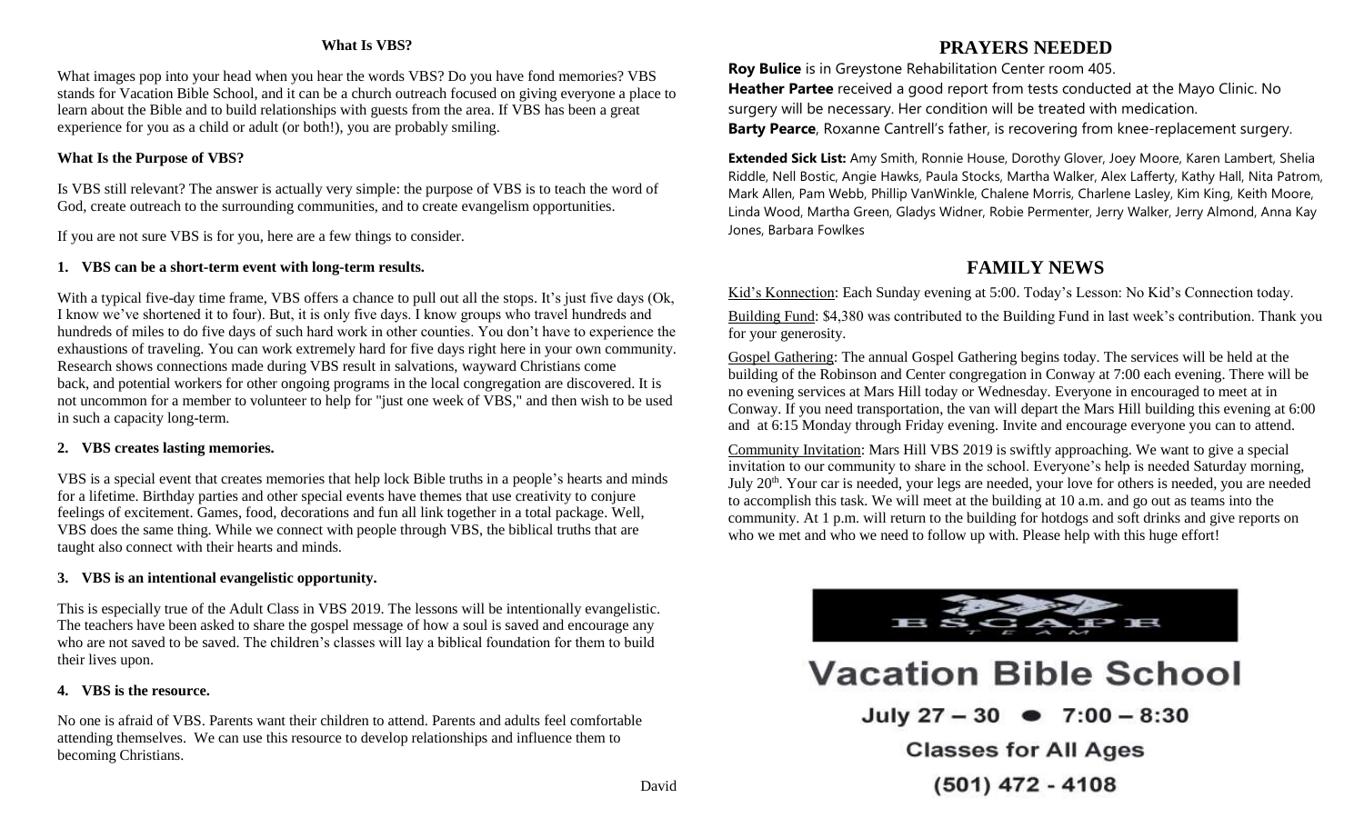## What Is VBS?

What images pop into your head when you hear the words VBS? Do you have fond memories? VBS stands for Vacation Bible School, and it can be a church outreach focused on giving everyone a place to learn about the Bible and to build relationships with guests from the area. If VBS has been a great experience for you as a child or adult (or both!), you are probably smiling.

### What Is the Purpose of VBS?

Is VBS still relevant? The answer is actually very simple: the purpose of VBS is to teach the word of God, create outreach to the surrounding communities, and to create evangelism opportunities.

If you are not sure VBS is for you, here are a few things to consider.

**1. VBS can be a short-term event with long-term results.**

With a typical five-day time frame, VBS offers a chance to pull out all the stops. It's just five days (Ok, I know we've shortened it to four). But, it is only five days. I know groups who travel hundreds and hundreds of miles to do five days of such hard work in other counties. You don't have to experience the exhaustions of traveling. You can work extremely hard for five days right here in your own community. Research shows connections made during VBS result in salvations, wayward Christians come back, and potential workers for other ongoing programs in the local congregation are discovered. It is not uncommon for a member to volunteer to help for "just one week of VBS," and then wish to be used in such a capacity long-term.

**2. VBS creates lasting memories.**

VBS is a special event that creates memories that help lock Bible truths in a people's hearts and minds for a lifetime. Birthday parties and other special events have themes that use creativity to conjure feelings of excitement. Games, food, decorations and fun all link together in a total package. Well, VBS does the same thing. While we connect with people through VBS, the biblical truths that are taught also connect with their hearts and minds.

**3. VBS is an intentional evangelistic opportunity.**

This is especially true of the Adult Class in VBS 2019. The lessons will be intentionally evangelistic. The teachers have been asked to share the gospel message of how a soul is saved and encourage any who are not saved to be saved. The children's classes will lay a biblical foundation for them to build their lives upon.

**4. VBS is the resource.**

No one is afraid of VBS. Parents want their children to attend. Parents and adults feel comfortable attending themselves. We can use this resource to develop relationships and influence them to becoming Christians.

David

## PRAYERS NEEDED

**Roy Bulice** is in Greystone Rehabilitation Center room 405.
**Heather Partee** received a good report from tests conducted at the Mayo Clinic. No surgery will be necessary. Her condition will be treated with medication.
**Barty Pearce**, Roxanne Cantrell's father, is recovering from knee-replacement surgery.

**Extended Sick List:** Amy Smith, Ronnie House, Dorothy Glover, Joey Moore, Karen Lambert, Shelia Riddle, Nell Bostic, Angie Hawks, Paula Stocks, Martha Walker, Alex Lafferty, Kathy Hall, Nita Patrom, Mark Allen, Pam Webb, Phillip VanWinkle, Chalene Morris, Charlene Lasley, Kim King, Keith Moore, Linda Wood, Martha Green, Gladys Widner, Robie Permenter, Jerry Walker, Jerry Almond, Anna Kay Jones, Barbara Fowlkes

## FAMILY NEWS

Kid's Konnection: Each Sunday evening at 5:00. Today's Lesson: No Kid's Connection today.

Building Fund: $4,380 was contributed to the Building Fund in last week's contribution. Thank you for your generosity.

Gospel Gathering: The annual Gospel Gathering begins today. The services will be held at the building of the Robinson and Center congregation in Conway at 7:00 each evening. There will be no evening services at Mars Hill today or Wednesday. Everyone in encouraged to meet at in Conway. If you need transportation, the van will depart the Mars Hill building this evening at 6:00 and at 6:15 Monday through Friday evening. Invite and encourage everyone you can to attend.

Community Invitation: Mars Hill VBS 2019 is swiftly approaching. We want to give a special invitation to our community to share in the school. Everyone's help is needed Saturday morning, July 20th. Your car is needed, your legs are needed, your love for others is needed, you are needed to accomplish this task. We will meet at the building at 10 a.m. and go out as teams into the community. At 1 p.m. will return to the building for hotdogs and soft drinks and give reports on who we met and who we need to follow up with. Please help with this huge effort!

ESCAPE TEAM

# Vacation Bible School

July 27 – 30 • 7:00 – 8:30

Classes for All Ages

(501) 472 - 4108